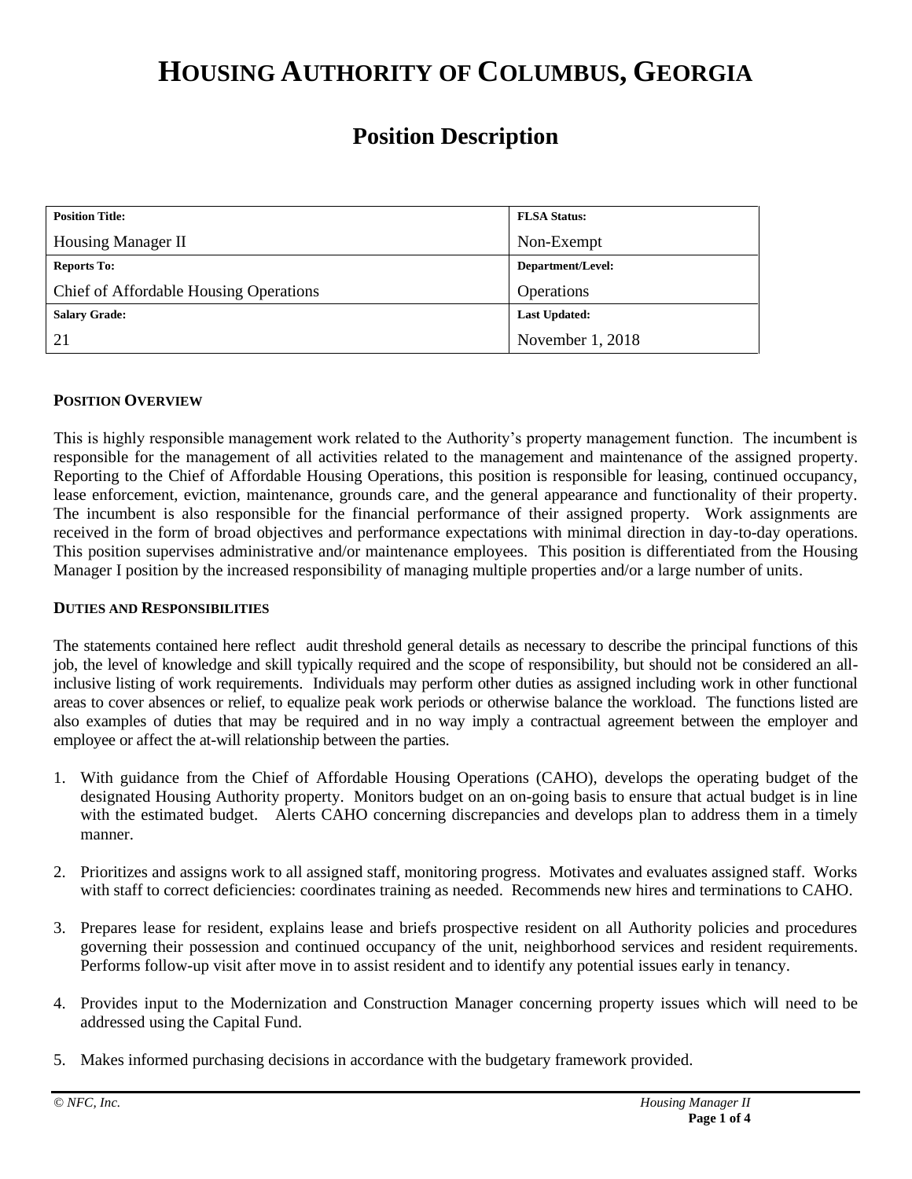# HOUSING AUTHORITY OF COLUMBUS, GEORGIA

## Position Description

| Position Title: | FLSA Status: |
|---|---|
| Housing Manager II | Non-Exempt |
| **Reports To:** | **Department/Level:** |
| Chief of Affordable Housing Operations | Operations |
| **Salary Grade:** | **Last Updated:** |
| 21 | November 1, 2018 |

### POSITION OVERVIEW

This is highly responsible management work related to the Authority's property management function. The incumbent is responsible for the management of all activities related to the management and maintenance of the assigned property. Reporting to the Chief of Affordable Housing Operations, this position is responsible for leasing, continued occupancy, lease enforcement, eviction, maintenance, grounds care, and the general appearance and functionality of their property. The incumbent is also responsible for the financial performance of their assigned property. Work assignments are received in the form of broad objectives and performance expectations with minimal direction in day-to-day operations. This position supervises administrative and/or maintenance employees. This position is differentiated from the Housing Manager I position by the increased responsibility of managing multiple properties and/or a large number of units.

### DUTIES AND RESPONSIBILITIES

The statements contained here reflect audit threshold general details as necessary to describe the principal functions of this job, the level of knowledge and skill typically required and the scope of responsibility, but should not be considered an all-inclusive listing of work requirements. Individuals may perform other duties as assigned including work in other functional areas to cover absences or relief, to equalize peak work periods or otherwise balance the workload. The functions listed are also examples of duties that may be required and in no way imply a contractual agreement between the employer and employee or affect the at-will relationship between the parties.

1. With guidance from the Chief of Affordable Housing Operations (CAHO), develops the operating budget of the designated Housing Authority property. Monitors budget on an on-going basis to ensure that actual budget is in line with the estimated budget. Alerts CAHO concerning discrepancies and develops plan to address them in a timely manner.

2. Prioritizes and assigns work to all assigned staff, monitoring progress. Motivates and evaluates assigned staff. Works with staff to correct deficiencies: coordinates training as needed. Recommends new hires and terminations to CAHO.

3. Prepares lease for resident, explains lease and briefs prospective resident on all Authority policies and procedures governing their possession and continued occupancy of the unit, neighborhood services and resident requirements. Performs follow-up visit after move in to assist resident and to identify any potential issues early in tenancy.

4. Provides input to the Modernization and Construction Manager concerning property issues which will need to be addressed using the Capital Fund.

5. Makes informed purchasing decisions in accordance with the budgetary framework provided.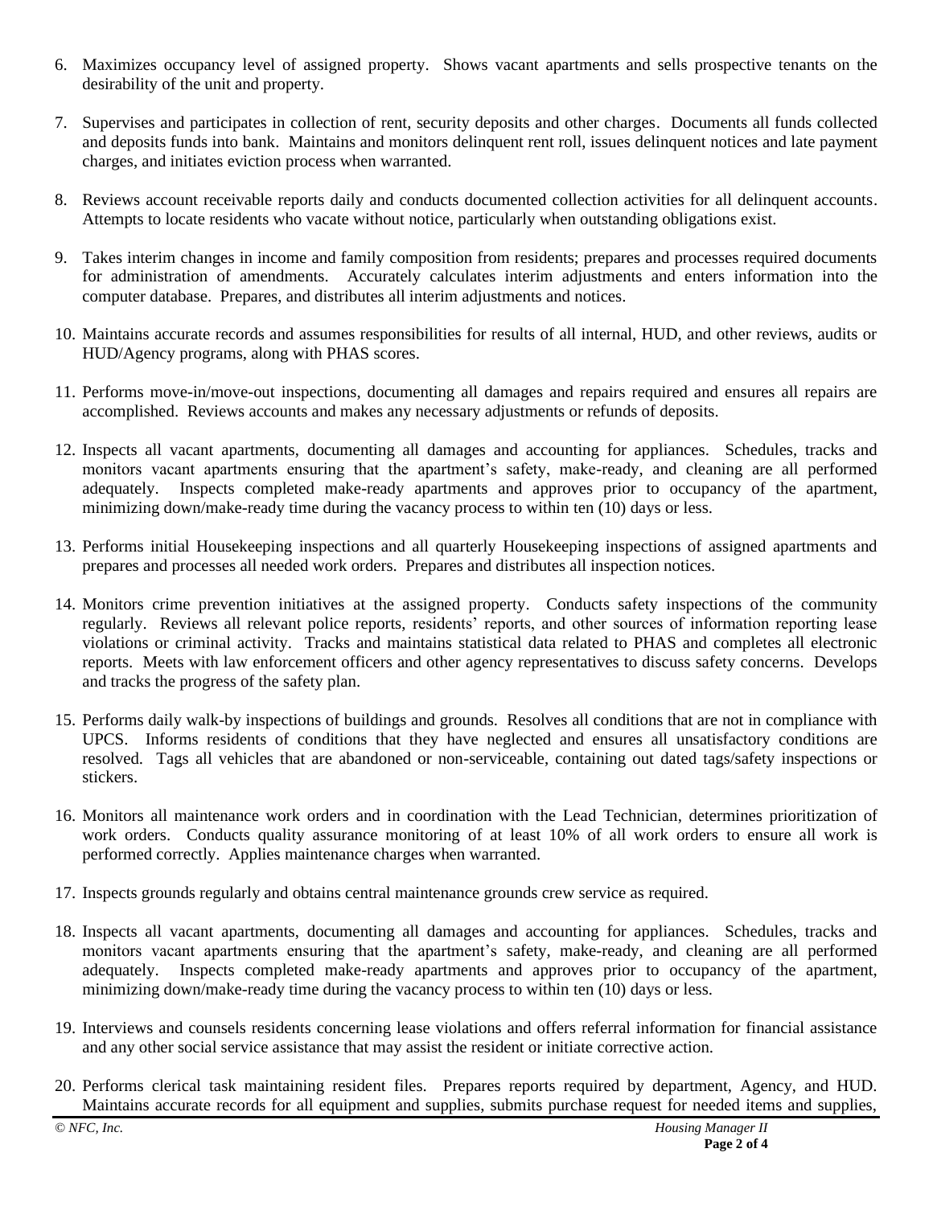6. Maximizes occupancy level of assigned property. Shows vacant apartments and sells prospective tenants on the desirability of the unit and property.

7. Supervises and participates in collection of rent, security deposits and other charges. Documents all funds collected and deposits funds into bank. Maintains and monitors delinquent rent roll, issues delinquent notices and late payment charges, and initiates eviction process when warranted.

8. Reviews account receivable reports daily and conducts documented collection activities for all delinquent accounts. Attempts to locate residents who vacate without notice, particularly when outstanding obligations exist.

9. Takes interim changes in income and family composition from residents; prepares and processes required documents for administration of amendments. Accurately calculates interim adjustments and enters information into the computer database. Prepares, and distributes all interim adjustments and notices.

10. Maintains accurate records and assumes responsibilities for results of all internal, HUD, and other reviews, audits or HUD/Agency programs, along with PHAS scores.

11. Performs move-in/move-out inspections, documenting all damages and repairs required and ensures all repairs are accomplished. Reviews accounts and makes any necessary adjustments or refunds of deposits.

12. Inspects all vacant apartments, documenting all damages and accounting for appliances. Schedules, tracks and monitors vacant apartments ensuring that the apartment's safety, make-ready, and cleaning are all performed adequately. Inspects completed make-ready apartments and approves prior to occupancy of the apartment, minimizing down/make-ready time during the vacancy process to within ten (10) days or less.

13. Performs initial Housekeeping inspections and all quarterly Housekeeping inspections of assigned apartments and prepares and processes all needed work orders. Prepares and distributes all inspection notices.

14. Monitors crime prevention initiatives at the assigned property. Conducts safety inspections of the community regularly. Reviews all relevant police reports, residents' reports, and other sources of information reporting lease violations or criminal activity. Tracks and maintains statistical data related to PHAS and completes all electronic reports. Meets with law enforcement officers and other agency representatives to discuss safety concerns. Develops and tracks the progress of the safety plan.

15. Performs daily walk-by inspections of buildings and grounds. Resolves all conditions that are not in compliance with UPCS. Informs residents of conditions that they have neglected and ensures all unsatisfactory conditions are resolved. Tags all vehicles that are abandoned or non-serviceable, containing out dated tags/safety inspections or stickers.

16. Monitors all maintenance work orders and in coordination with the Lead Technician, determines prioritization of work orders. Conducts quality assurance monitoring of at least 10% of all work orders to ensure all work is performed correctly. Applies maintenance charges when warranted.

17. Inspects grounds regularly and obtains central maintenance grounds crew service as required.

18. Inspects all vacant apartments, documenting all damages and accounting for appliances. Schedules, tracks and monitors vacant apartments ensuring that the apartment's safety, make-ready, and cleaning are all performed adequately. Inspects completed make-ready apartments and approves prior to occupancy of the apartment, minimizing down/make-ready time during the vacancy process to within ten (10) days or less.

19. Interviews and counsels residents concerning lease violations and offers referral information for financial assistance and any other social service assistance that may assist the resident or initiate corrective action.

20. Performs clerical task maintaining resident files. Prepares reports required by department, Agency, and HUD. Maintains accurate records for all equipment and supplies, submits purchase request for needed items and supplies,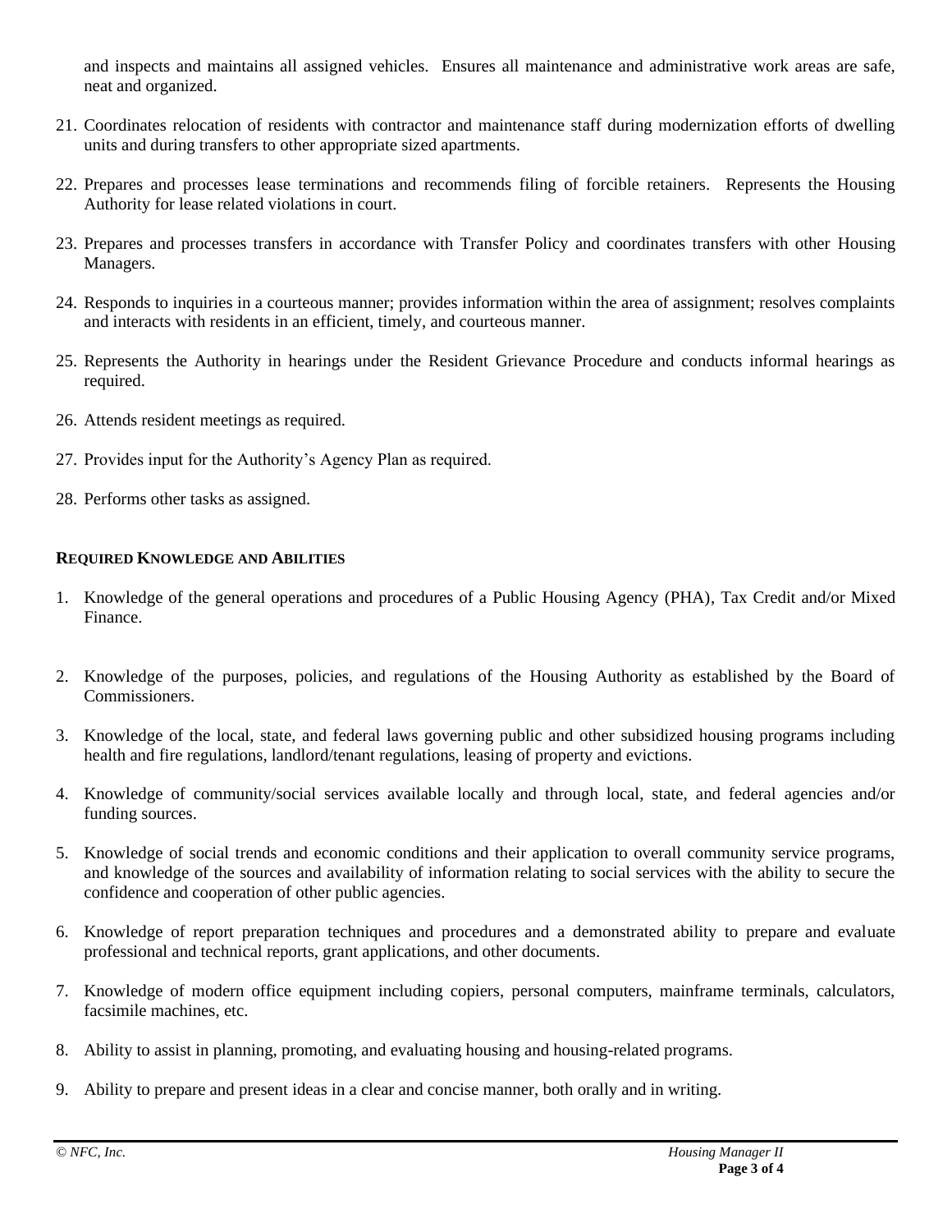and inspects and maintains all assigned vehicles. Ensures all maintenance and administrative work areas are safe, neat and organized.

21. Coordinates relocation of residents with contractor and maintenance staff during modernization efforts of dwelling units and during transfers to other appropriate sized apartments.

22. Prepares and processes lease terminations and recommends filing of forcible retainers. Represents the Housing Authority for lease related violations in court.

23. Prepares and processes transfers in accordance with Transfer Policy and coordinates transfers with other Housing Managers.

24. Responds to inquiries in a courteous manner; provides information within the area of assignment; resolves complaints and interacts with residents in an efficient, timely, and courteous manner.

25. Represents the Authority in hearings under the Resident Grievance Procedure and conducts informal hearings as required.

26. Attends resident meetings as required.

27. Provides input for the Authority's Agency Plan as required.

28. Performs other tasks as assigned.

**REQUIRED KNOWLEDGE AND ABILITIES**

1. Knowledge of the general operations and procedures of a Public Housing Agency (PHA), Tax Credit and/or Mixed Finance.

2. Knowledge of the purposes, policies, and regulations of the Housing Authority as established by the Board of Commissioners.

3. Knowledge of the local, state, and federal laws governing public and other subsidized housing programs including health and fire regulations, landlord/tenant regulations, leasing of property and evictions.

4. Knowledge of community/social services available locally and through local, state, and federal agencies and/or funding sources.

5. Knowledge of social trends and economic conditions and their application to overall community service programs, and knowledge of the sources and availability of information relating to social services with the ability to secure the confidence and cooperation of other public agencies.

6. Knowledge of report preparation techniques and procedures and a demonstrated ability to prepare and evaluate professional and technical reports, grant applications, and other documents.

7. Knowledge of modern office equipment including copiers, personal computers, mainframe terminals, calculators, facsimile machines, etc.

8. Ability to assist in planning, promoting, and evaluating housing and housing-related programs.

9. Ability to prepare and present ideas in a clear and concise manner, both orally and in writing.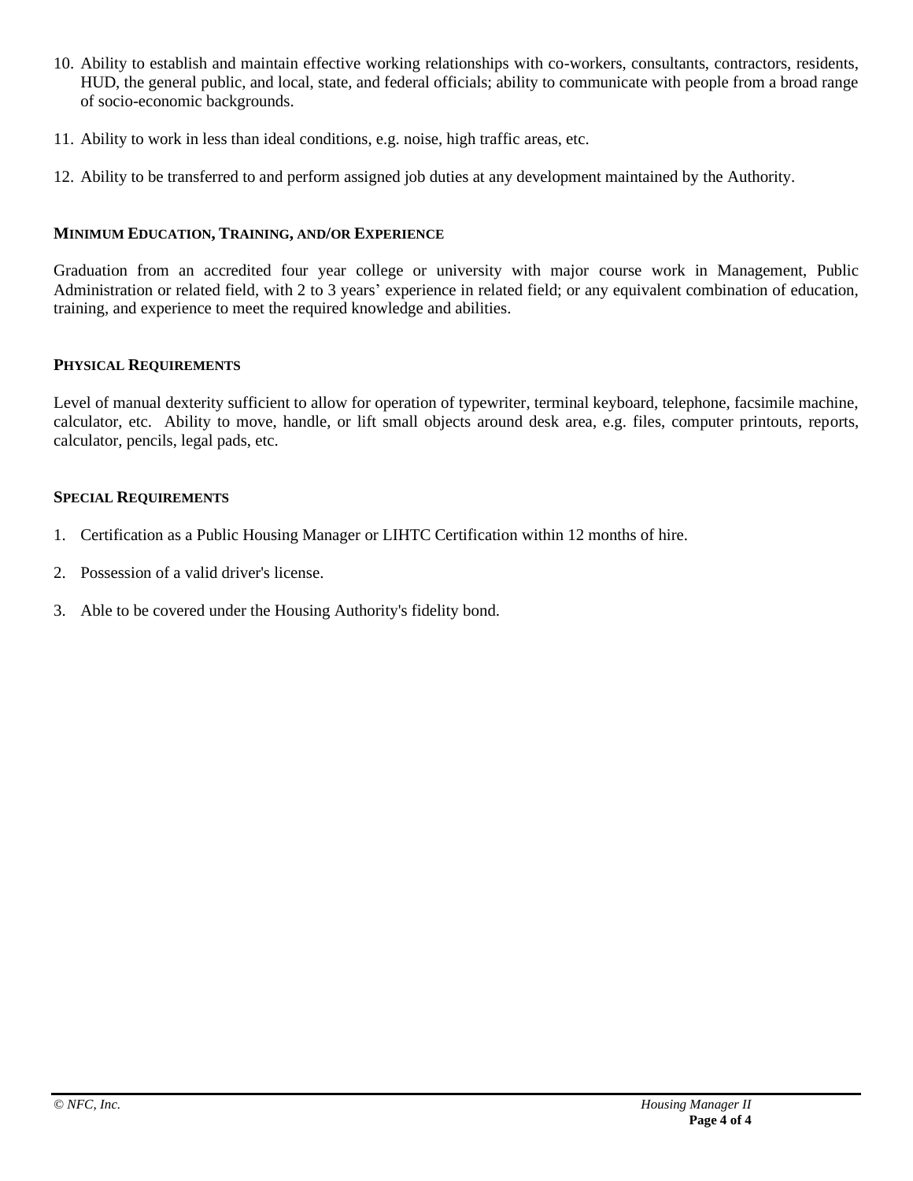10. Ability to establish and maintain effective working relationships with co-workers, consultants, contractors, residents, HUD, the general public, and local, state, and federal officials; ability to communicate with people from a broad range of socio-economic backgrounds.

11. Ability to work in less than ideal conditions, e.g. noise, high traffic areas, etc.

12. Ability to be transferred to and perform assigned job duties at any development maintained by the Authority.

## MINIMUM EDUCATION, TRAINING, AND/OR EXPERIENCE

Graduation from an accredited four year college or university with major course work in Management, Public Administration or related field, with 2 to 3 years' experience in related field; or any equivalent combination of education, training, and experience to meet the required knowledge and abilities.

## PHYSICAL REQUIREMENTS

Level of manual dexterity sufficient to allow for operation of typewriter, terminal keyboard, telephone, facsimile machine, calculator, etc. Ability to move, handle, or lift small objects around desk area, e.g. files, computer printouts, reports, calculator, pencils, legal pads, etc.

## SPECIAL REQUIREMENTS

1. Certification as a Public Housing Manager or LIHTC Certification within 12 months of hire.

2. Possession of a valid driver's license.

3. Able to be covered under the Housing Authority's fidelity bond.